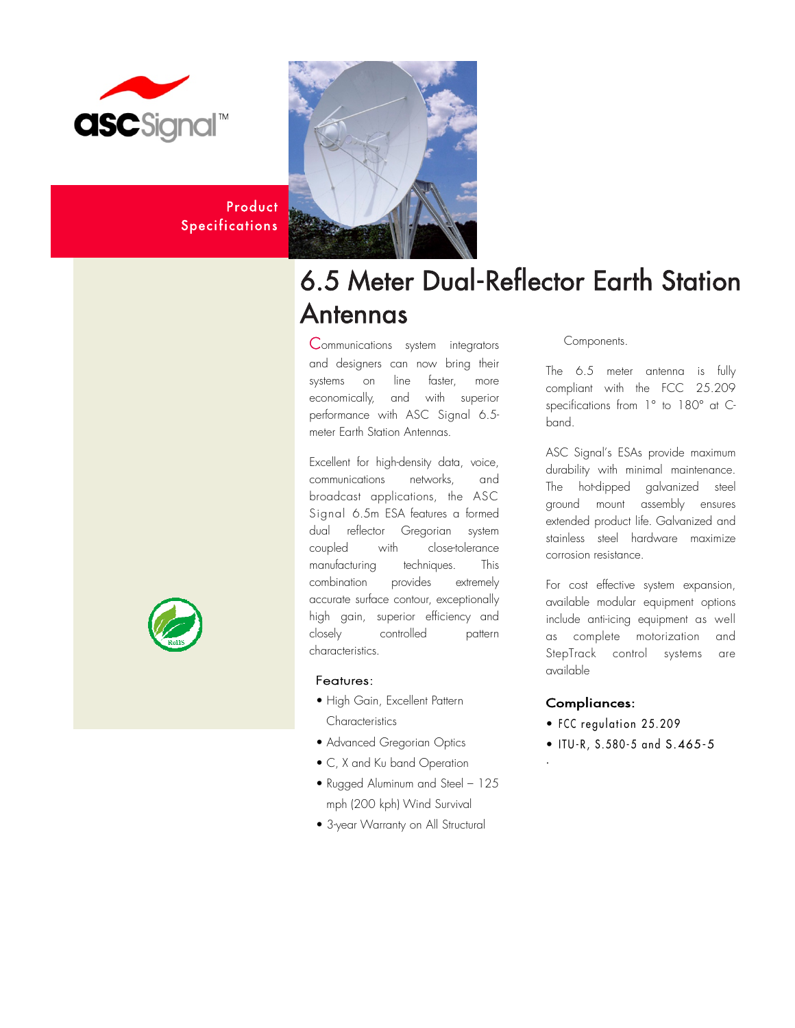Product Specifications

# 6.5 Meter Dual-Reflector Earth Station Antennas

Communications system integrators and designers can now bring their systems on line faster, more economically, and with superior performance with ASC Signal 6.5-meter Earth Station Antennas.

Excellent for high-density data, voice, communications networks, and broadcast applications, the ASC Signal 6.5m ESA features a formed dual reflector Gregorian system coupled with close-tolerance manufacturing techniques. This combination provides extremely accurate surface contour, exceptionally high gain, superior efficiency and closely controlled pattern characteristics.

### Features:

- High Gain, Excellent Pattern Characteristics
- Advanced Gregorian Optics
- C, X and Ku band Operation
- Rugged Aluminum and Steel – 125 mph (200 kph) Wind Survival
- 3-year Warranty on All Structural Components.

The 6.5 meter antenna is fully compliant with the FCC 25.209 specifications from 1° to 180° at C-band.

ASC Signal's ESAs provide maximum durability with minimal maintenance. The hot-dipped galvanized steel ground mount assembly ensures extended product life. Galvanized and stainless steel hardware maximize corrosion resistance.

For cost effective system expansion, available modular equipment options include anti-icing equipment as well as complete motorization and StepTrack control systems are available

### Compliances:

- FCC regulation 25.209
- ITU-R, S.580-5 and S.465-5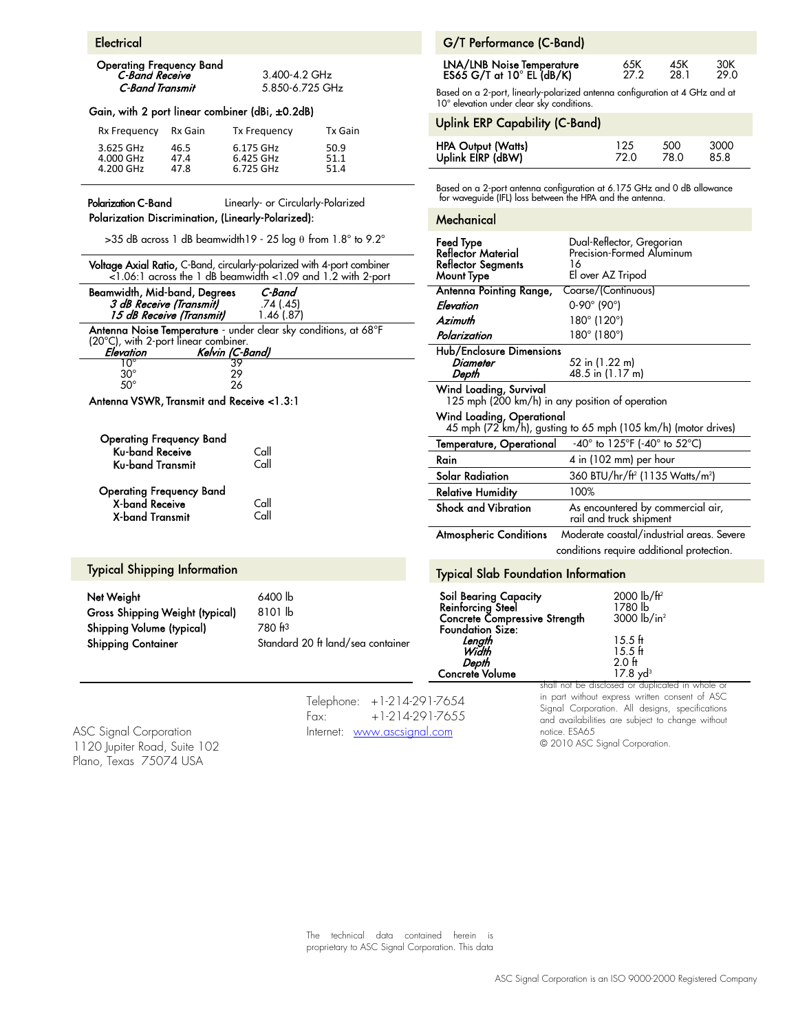## Electrical

| Operating Frequency Band | |
|---|---|
| *C-Band Receive* | 3.400-4.2 GHz |
| *C-Band Transmit* | 5.850-6.725 GHz |

**Gain, with 2 port linear combiner (dBi, ±0.2dB)**

| Rx Frequency | Rx Gain | Tx Frequency | Tx Gain |
|---|---|---|---|
| 3.625 GHz | 46.5 | 6.175 GHz | 50.9 |
| 4.000 GHz | 47.4 | 6.425 GHz | 51.1 |
| 4.200 GHz | 47.8 | 6.725 GHz | 51.4 |

**Polarization C-Band** Linearly- or Circularly-Polarized

**Polarization Discrimination, (Linearly-Polarized):**

>35 dB across 1 dB beamwidth19 - 25 log θ from 1.8° to 9.2°

**Voltage Axial Ratio,** C-Band, circularly-polarized with 4-port combiner <1.06:1 across the 1 dB beamwidth <1.09 and 1.2 with 2-port

| Beamwidth, Mid-band, Degrees | *C-Band* |
|---|---|
| *3 dB Receive (Transmit)* | .74 (.45) |
| *15 dB Receive (Transmit)* | 1.46 (.87) |

**Antenna Noise Temperature** - under clear sky conditions, at 68°F (20°C), with 2-port linear combiner.

| *Elevation* | *Kelvin (C-Band)* |
|---|---|
| 10° | 39 |
| 30° | 29 |
| 50° | 26 |

**Antenna VSWR, Transmit and Receive <1.3:1**

| Operating Frequency Band | |
|---|---|
| Ku-band Receive | Call |
| Ku-band Transmit | Call |

| Operating Frequency Band | |
|---|---|
| X-band Receive | Call |
| X-band Transmit | Call |

## Typical Shipping Information

| | |
|---|---|
| Net Weight | 6400 lb |
| Gross Shipping Weight (typical) | 8101 lb |
| Shipping Volume (typical) | 780 ft³ |
| Shipping Container | Standard 20 ft land/sea container |

## G/T Performance (C-Band)

| LNA/LNB Noise Temperature | 65K | 45K | 30K |
|---|---|---|---|
| ES65 G/T at 10° EL (dB/K) | 27.2 | 28.1 | 29.0 |

Based on a 2-port, linearly-polarized antenna configuration at 4 GHz and at 10° elevation under clear sky conditions.

## Uplink ERP Capability (C-Band)

| HPA Output (Watts) | 125 | 500 | 3000 |
|---|---|---|---|
| Uplink EIRP (dBW) | 72.0 | 78.0 | 85.8 |

Based on a 2-port antenna configuration at 6.175 GHz and 0 dB allowance for waveguide (IFL) loss between the HPA and the antenna.

## Mechanical

| | |
|---|---|
| Feed Type | Dual-Reflector, Gregorian |
| Reflector Material | Precision-Formed Aluminum |
| Reflector Segments | 16 |
| Mount Type | El over AZ Tripod |
| Antenna Pointing Range, | Coarse/(Continuous) |
| *Elevation* | 0-90° (90°) |
| *Azimuth* | 180° (120°) |
| *Polarization* | 180° (180°) |
| Hub/Enclosure Dimensions | |
| *Diameter* | 52 in (1.22 m) |
| *Depth* | 48.5 in (1.17 m) |

**Wind Loading, Survival**
125 mph (200 km/h) in any position of operation

**Wind Loading, Operational**
45 mph (72 km/h), gusting to 65 mph (105 km/h) (motor drives)

| | |
|---|---|
| Temperature, Operational | -40° to 125°F (-40° to 52°C) |
| Rain | 4 in (102 mm) per hour |
| Solar Radiation | 360 BTU/hr/ft² (1135 Watts/m²) |
| Relative Humidity | 100% |
| Shock and Vibration | As encountered by commercial air, rail and truck shipment |
| Atmospheric Conditions | Moderate coastal/industrial areas. Severe conditions require additional protection. |

## Typical Slab Foundation Information

| | |
|---|---|
| Soil Bearing Capacity | 2000 lb/ft² |
| Reinforcing Steel | 1780 lb |
| Concrete Compressive Strength | 3000 lb/in² |
| Foundation Size: | |
| *Length* | 15.5 ft |
| *Width* | 15.5 ft |
| *Depth* | 2.0 ft |
| Concrete Volume | 17.8 yd³ |

ASC Signal Corporation
1120 Jupiter Road, Suite 102
Plano, Texas 75074 USA

Telephone: +1-214-291-7654
Fax: +1-214-291-7655
Internet: www.ascsignal.com

The technical data contained herein is proprietary to ASC Signal Corporation. This data shall not be disclosed or duplicated in whole or in part without express written consent of ASC Signal Corporation. All designs, specifications and availabilities are subject to change without notice. ESA65
© 2010 ASC Signal Corporation.

ASC Signal Corporation is an ISO 9000-2000 Registered Company